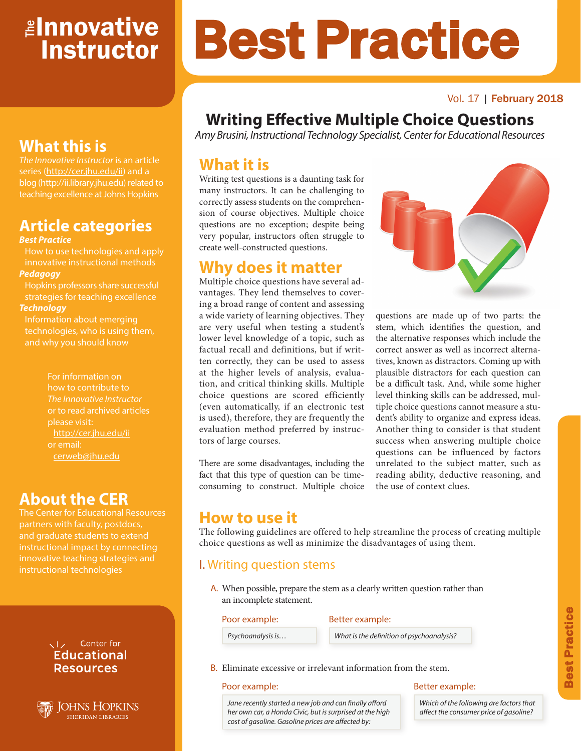# The Innovative Instructor

## What this is

*The Innovative Instructor* is an article series (http://cer.jhu.edu/ii) and a blog (http://ii.library.jhu.edu) related to teaching excellence at Johns Hopkins

## Article categories

***Best Practice***
How to use technologies and apply innovative instructional methods

***Pedagogy***
Hopkins professors share successful strategies for teaching excellence

***Technology***
Information about emerging technologies, who is using them, and why you should know

For information on how to contribute to *The Innovative Instructor* or to read archived articles please visit: http://cer.jhu.edu/ii or email: cerweb@jhu.edu

## About the CER

The Center for Educational Resources partners with faculty, postdocs, and graduate students to extend instructional impact by connecting innovative teaching strategies and instructional technologies

Center for Educational Resources

Johns Hopkins Sheridan Libraries

# Best Practice

Vol. 17 | February 2018

# Writing Effective Multiple Choice Questions

*Amy Brusini, Instructional Technology Specialist, Center for Educational Resources*

## What it is

Writing test questions is a daunting task for many instructors. It can be challenging to correctly assess students on the comprehension of course objectives. Multiple choice questions are no exception; despite being very popular, instructors often struggle to create well-constructed questions.

## Why does it matter

Multiple choice questions have several advantages. They lend themselves to covering a broad range of content and assessing a wide variety of learning objectives. They are very useful when testing a student's lower level knowledge of a topic, such as factual recall and definitions, but if written correctly, they can be used to assess at the higher levels of analysis, evaluation, and critical thinking skills. Multiple choice questions are scored efficiently (even automatically, if an electronic test is used), therefore, they are frequently the evaluation method preferred by instructors of large courses.

There are some disadvantages, including the fact that this type of question can be time-consuming to construct. Multiple choice questions are made up of two parts: the stem, which identifies the question, and the alternative responses which include the correct answer as well as incorrect alternatives, known as distractors. Coming up with plausible distractors for each question can be a difficult task. And, while some higher level thinking skills can be addressed, multiple choice questions cannot measure a student's ability to organize and express ideas. Another thing to consider is that student success when answering multiple choice questions can be influenced by factors unrelated to the subject matter, such as reading ability, deductive reasoning, and the use of context clues.

## How to use it

The following guidelines are offered to help streamline the process of creating multiple choice questions as well as minimize the disadvantages of using them.

### I. Writing question stems

A. When possible, prepare the stem as a clearly written question rather than an incomplete statement.

| Poor example: | Better example: |
|---|---|
| *Psychoanalysis is…* | *What is the definition of psychoanalysis?* |

B. Eliminate excessive or irrelevant information from the stem.

| Poor example: | Better example: |
|---|---|
| *Jane recently started a new job and can finally afford her own car, a Honda Civic, but is surprised at the high cost of gasoline. Gasoline prices are affected by:* | *Which of the following are factors that affect the consumer price of gasoline?* |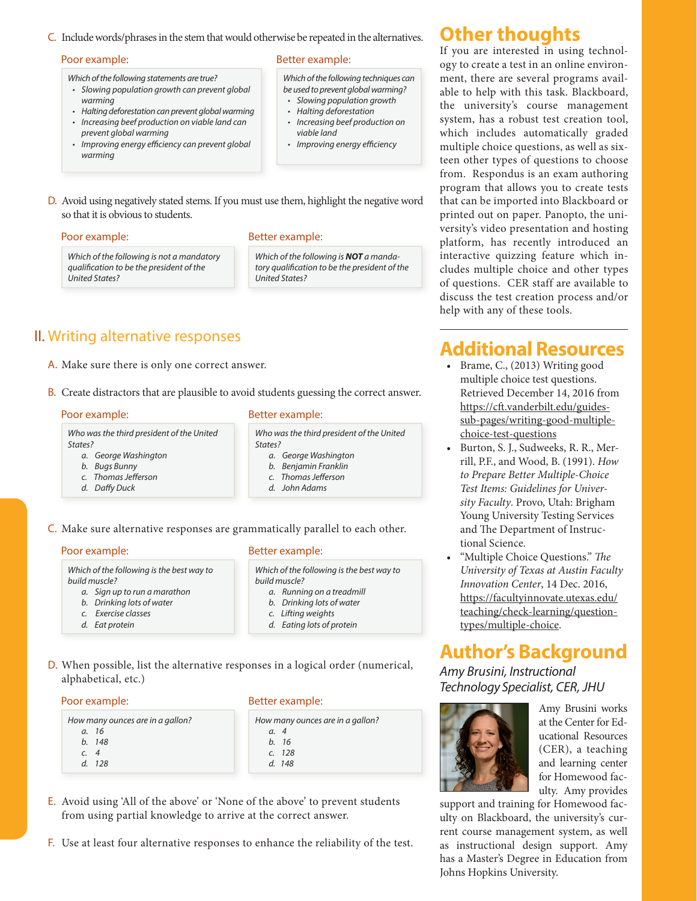C. Include words/phrases in the stem that would otherwise be repeated in the alternatives.

Poor example:

*Which of the following statements are true?*
- *Slowing population growth can prevent global warming*
- *Halting deforestation can prevent global warming*
- *Increasing beef production on viable land can prevent global warming*
- *Improving energy efficiency can prevent global warming*

Better example:

*Which of the following techniques can be used to prevent global warming?*
- *Slowing population growth*
- *Halting deforestation*
- *Increasing beef production on viable land*
- *Improving energy efficiency*

D. Avoid using negatively stated stems. If you must use them, highlight the negative word so that it is obvious to students.

Poor example:

*Which of the following is not a mandatory qualification to be the president of the United States?*

Better example:

*Which of the following is* ***NOT*** *a mandatory qualification to be the president of the United States?*

## II. Writing alternative responses

A. Make sure there is only one correct answer.

B. Create distractors that are plausible to avoid students guessing the correct answer.

Poor example:

*Who was the third president of the United States?*
- *a. George Washington*
- *b. Bugs Bunny*
- *c. Thomas Jefferson*
- *d. Daffy Duck*

Better example:

*Who was the third president of the United States?*
- *a. George Washington*
- *b. Benjamin Franklin*
- *c. Thomas Jefferson*
- *d. John Adams*

C. Make sure alternative responses are grammatically parallel to each other.

Poor example:

*Which of the following is the best way to build muscle?*
- *a. Sign up to run a marathon*
- *b. Drinking lots of water*
- *c. Exercise classes*
- *d. Eat protein*

Better example:

*Which of the following is the best way to build muscle?*
- *a. Running on a treadmill*
- *b. Drinking lots of water*
- *c. Lifting weights*
- *d. Eating lots of protein*

D. When possible, list the alternative responses in a logical order (numerical, alphabetical, etc.)

Poor example:

*How many ounces are in a gallon?*
- *a. 16*
- *b. 148*
- *c. 4*
- *d. 128*

Better example:

*How many ounces are in a gallon?*
- *a. 4*
- *b. 16*
- *c. 128*
- *d. 148*

E. Avoid using 'All of the above' or 'None of the above' to prevent students from using partial knowledge to arrive at the correct answer.

F. Use at least four alternative responses to enhance the reliability of the test.

## Other thoughts

If you are interested in using technology to create a test in an online environment, there are several programs available to help with this task. Blackboard, the university's course management system, has a robust test creation tool, which includes automatically graded multiple choice questions, as well as sixteen other types of questions to choose from. Respondus is an exam authoring program that allows you to create tests that can be imported into Blackboard or printed out on paper. Panopto, the university's video presentation and hosting platform, has recently introduced an interactive quizzing feature which includes multiple choice and other types of questions. CER staff are available to discuss the test creation process and/or help with any of these tools.

## Additional Resources

- Brame, C., (2013) Writing good multiple choice test questions. Retrieved December 14, 2016 from https://cft.vanderbilt.edu/guides-sub-pages/writing-good-multiple-choice-test-questions
- Burton, S. J., Sudweeks, R. R., Merrill, P.F., and Wood, B. (1991). *How to Prepare Better Multiple-Choice Test Items: Guidelines for University Faculty*. Provo, Utah: Brigham Young University Testing Services and The Department of Instructional Science.
- "Multiple Choice Questions." *The University of Texas at Austin Faculty Innovation Center*, 14 Dec. 2016, https://facultyinnovate.utexas.edu/teaching/check-learning/question-types/multiple-choice.

## Author's Background

*Amy Brusini, Instructional Technology Specialist, CER, JHU*

Amy Brusini works at the Center for Educational Resources (CER), a teaching and learning center for Homewood faculty. Amy provides support and training for Homewood faculty on Blackboard, the university's current course management system, as well as instructional design support. Amy has a Master's Degree in Education from Johns Hopkins University.